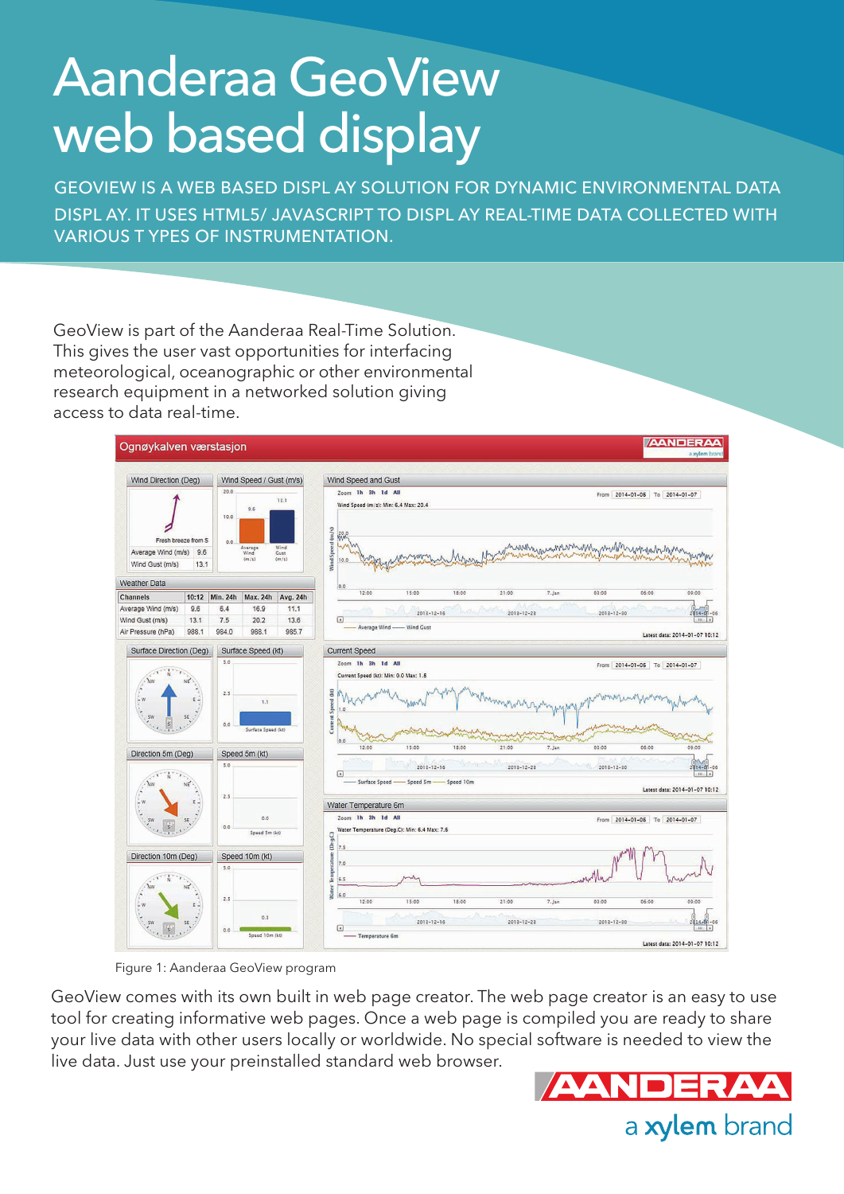# Aanderaa GeoView web based display

GEOVIEW IS A WEB BASED DISPL AY SOLUTION FOR DYNAMIC ENVIRONMENTAL DATA DISPL AY. IT USES HTML5/ JAVASCRIPT TO DISPL AY REAL-TIME DATA COLLECTED WITH VARIOUS T YPES OF INSTRUMENTATION.

GeoView is part of the Aanderaa Real-Time Solution. This gives the user vast opportunities for interfacing meteorological, oceanographic or other environmental research equipment in a networked solution giving access to data real-time.

Figure 1: Aanderaa GeoView program

GeoView comes with its own built in web page creator. The web page creator is an easy to use tool for creating informative web pages. Once a web page is compiled you are ready to share your live data with other users locally or worldwide. No special software is needed to view the live data. Just use your preinstalled standard web browser.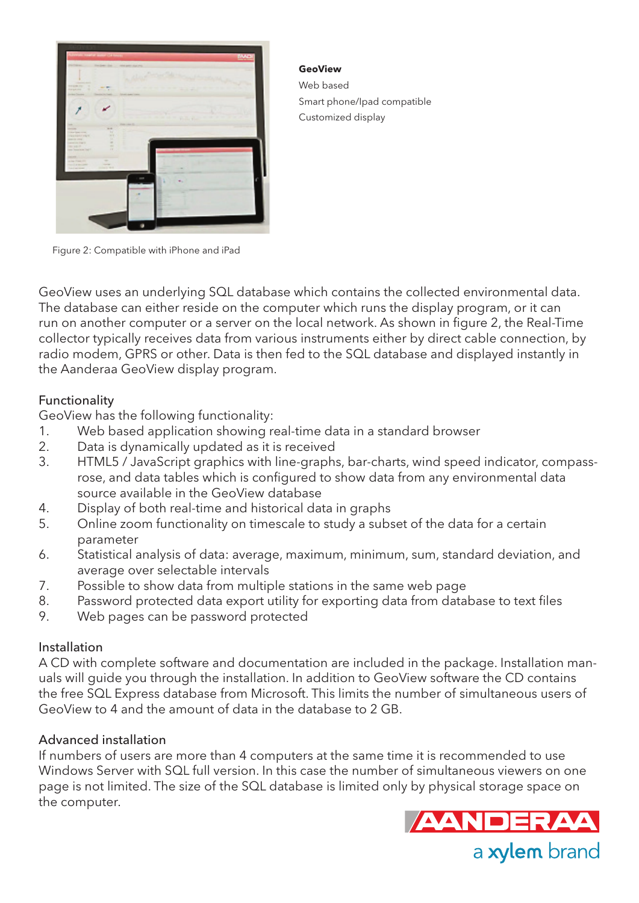**GeoView**

Web based

Smart phone/Ipad compatible

Customized display

Figure 2: Compatible with iPhone and iPad

GeoView uses an underlying SQL database which contains the collected environmental data. The database can either reside on the computer which runs the display program, or it can run on another computer or a server on the local network. As shown in figure 2, the Real-Time collector typically receives data from various instruments either by direct cable connection, by radio modem, GPRS or other. Data is then fed to the SQL database and displayed instantly in the Aanderaa GeoView display program.

## Functionality

GeoView has the following functionality:

1. Web based application showing real-time data in a standard browser
2. Data is dynamically updated as it is received
3. HTML5 / JavaScript graphics with line-graphs, bar-charts, wind speed indicator, compass-rose, and data tables which is configured to show data from any environmental data source available in the GeoView database
4. Display of both real-time and historical data in graphs
5. Online zoom functionality on timescale to study a subset of the data for a certain parameter
6. Statistical analysis of data: average, maximum, minimum, sum, standard deviation, and average over selectable intervals
7. Possible to show data from multiple stations in the same web page
8. Password protected data export utility for exporting data from database to text files
9. Web pages can be password protected

## Installation

A CD with complete software and documentation are included in the package. Installation manuals will guide you through the installation. In addition to GeoView software the CD contains the free SQL Express database from Microsoft. This limits the number of simultaneous users of GeoView to 4 and the amount of data in the database to 2 GB.

## Advanced installation

If numbers of users are more than 4 computers at the same time it is recommended to use Windows Server with SQL full version. In this case the number of simultaneous viewers on one page is not limited. The size of the SQL database is limited only by physical storage space on the computer.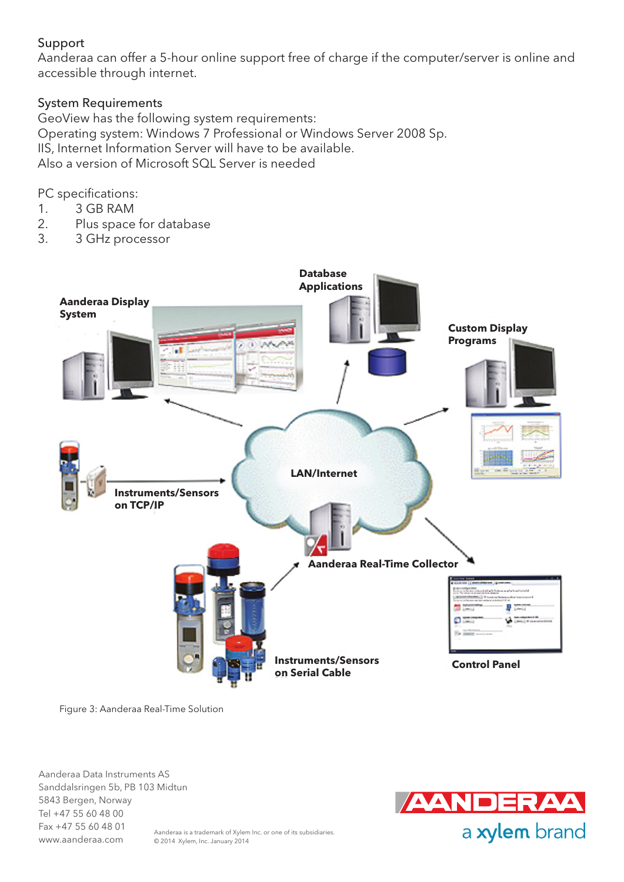## Support

Aanderaa can offer a 5-hour online support free of charge if the computer/server is online and accessible through internet.

## System Requirements

GeoView has the following system requirements:
Operating system: Windows 7 Professional or Windows Server 2008 Sp.
IIS, Internet Information Server will have to be available.
Also a version of Microsoft SQL Server is needed

PC specifications:

1. 3 GB RAM
2. Plus space for database
3. 3 GHz processor

Database Applications

Aanderaa Display System

Custom Display Programs

LAN/Internet

Instruments/Sensors on TCP/IP

Aanderaa Real-Time Collector

Instruments/Sensors on Serial Cable

Control Panel

Figure 3: Aanderaa Real-Time Solution

Aanderaa Data Instruments AS
Sanddalsringen 5b, PB 103 Midtun
5843 Bergen, Norway
Tel +47 55 60 48 00
Fax +47 55 60 48 01
www.aanderaa.com

Aanderaa is a trademark of Xylem Inc. or one of its subsidiaries.
© 2014 Xylem, Inc. January 2014

AANDERAA
a xylem brand